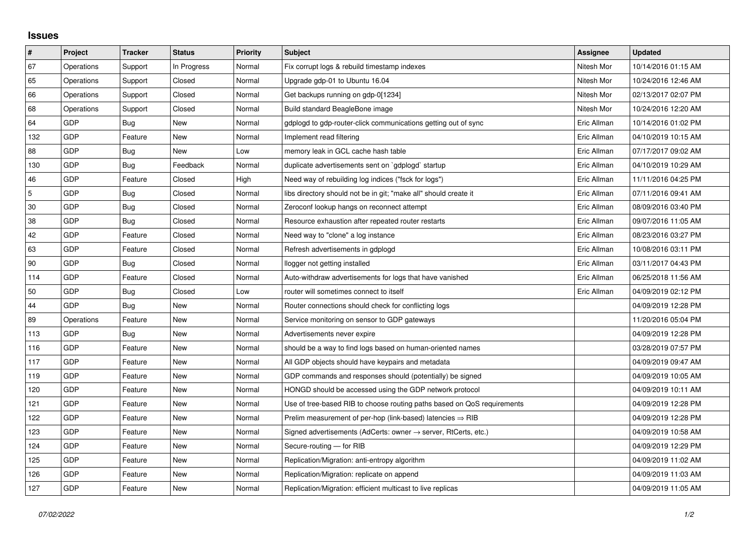## Issues

| # | Project | Tracker | Status | Priority | Subject | Assignee | Updated |
|---|---|---|---|---|---|---|---|
| 67 | Operations | Support | In Progress | Normal | Fix corrupt logs & rebuild timestamp indexes | Nitesh Mor | 10/14/2016 01:15 AM |
| 65 | Operations | Support | Closed | Normal | Upgrade gdp-01 to Ubuntu 16.04 | Nitesh Mor | 10/24/2016 12:46 AM |
| 66 | Operations | Support | Closed | Normal | Get backups running on gdp-0[1234] | Nitesh Mor | 02/13/2017 02:07 PM |
| 68 | Operations | Support | Closed | Normal | Build standard BeagleBone image | Nitesh Mor | 10/24/2016 12:20 AM |
| 64 | GDP | Bug | New | Normal | gdplogd to gdp-router-click communications getting out of sync | Eric Allman | 10/14/2016 01:02 PM |
| 132 | GDP | Feature | New | Normal | Implement read filtering | Eric Allman | 04/10/2019 10:15 AM |
| 88 | GDP | Bug | New | Low | memory leak in GCL cache hash table | Eric Allman | 07/17/2017 09:02 AM |
| 130 | GDP | Bug | Feedback | Normal | duplicate advertisements sent on `gdplogd` startup | Eric Allman | 04/10/2019 10:29 AM |
| 46 | GDP | Feature | Closed | High | Need way of rebuilding log indices ("fsck for logs") | Eric Allman | 11/11/2016 04:25 PM |
| 5 | GDP | Bug | Closed | Normal | libs directory should not be in git; "make all" should create it | Eric Allman | 07/11/2016 09:41 AM |
| 30 | GDP | Bug | Closed | Normal | Zeroconf lookup hangs on reconnect attempt | Eric Allman | 08/09/2016 03:40 PM |
| 38 | GDP | Bug | Closed | Normal | Resource exhaustion after repeated router restarts | Eric Allman | 09/07/2016 11:05 AM |
| 42 | GDP | Feature | Closed | Normal | Need way to "clone" a log instance | Eric Allman | 08/23/2016 03:27 PM |
| 63 | GDP | Feature | Closed | Normal | Refresh advertisements in gdplogd | Eric Allman | 10/08/2016 03:11 PM |
| 90 | GDP | Bug | Closed | Normal | llogger not getting installed | Eric Allman | 03/11/2017 04:43 PM |
| 114 | GDP | Feature | Closed | Normal | Auto-withdraw advertisements for logs that have vanished | Eric Allman | 06/25/2018 11:56 AM |
| 50 | GDP | Bug | Closed | Low | router will sometimes connect to itself | Eric Allman | 04/09/2019 02:12 PM |
| 44 | GDP | Bug | New | Normal | Router connections should check for conflicting logs | | 04/09/2019 12:28 PM |
| 89 | Operations | Feature | New | Normal | Service monitoring on sensor to GDP gateways | | 11/20/2016 05:04 PM |
| 113 | GDP | Bug | New | Normal | Advertisements never expire | | 04/09/2019 12:28 PM |
| 116 | GDP | Feature | New | Normal | should be a way to find logs based on human-oriented names | | 03/28/2019 07:57 PM |
| 117 | GDP | Feature | New | Normal | All GDP objects should have keypairs and metadata | | 04/09/2019 09:47 AM |
| 119 | GDP | Feature | New | Normal | GDP commands and responses should (potentially) be signed | | 04/09/2019 10:05 AM |
| 120 | GDP | Feature | New | Normal | HONGD should be accessed using the GDP network protocol | | 04/09/2019 10:11 AM |
| 121 | GDP | Feature | New | Normal | Use of tree-based RIB to choose routing paths based on QoS requirements | | 04/09/2019 12:28 PM |
| 122 | GDP | Feature | New | Normal | Prelim measurement of per-hop (link-based) latencies ⇒ RIB | | 04/09/2019 12:28 PM |
| 123 | GDP | Feature | New | Normal | Signed advertisements (AdCerts: owner → server, RtCerts, etc.) | | 04/09/2019 10:58 AM |
| 124 | GDP | Feature | New | Normal | Secure-routing — for RIB | | 04/09/2019 12:29 PM |
| 125 | GDP | Feature | New | Normal | Replication/Migration: anti-entropy algorithm | | 04/09/2019 11:02 AM |
| 126 | GDP | Feature | New | Normal | Replication/Migration: replicate on append | | 04/09/2019 11:03 AM |
| 127 | GDP | Feature | New | Normal | Replication/Migration: efficient multicast to live replicas | | 04/09/2019 11:05 AM |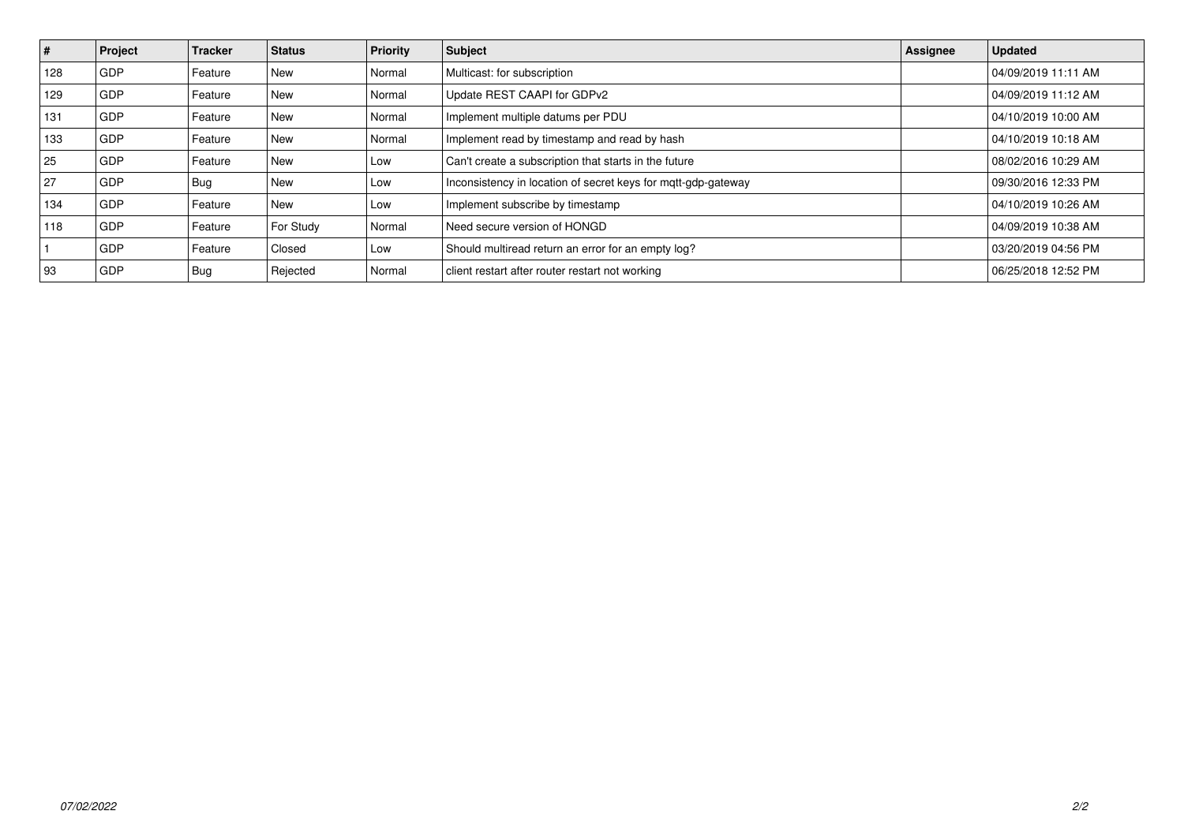| # | Project | Tracker | Status | Priority | Subject | Assignee | Updated |
|---|---|---|---|---|---|---|---|
| 128 | GDP | Feature | New | Normal | Multicast: for subscription | | 04/09/2019 11:11 AM |
| 129 | GDP | Feature | New | Normal | Update REST CAAPI for GDPv2 | | 04/09/2019 11:12 AM |
| 131 | GDP | Feature | New | Normal | Implement multiple datums per PDU | | 04/10/2019 10:00 AM |
| 133 | GDP | Feature | New | Normal | Implement read by timestamp and read by hash | | 04/10/2019 10:18 AM |
| 25 | GDP | Feature | New | Low | Can't create a subscription that starts in the future | | 08/02/2016 10:29 AM |
| 27 | GDP | Bug | New | Low | Inconsistency in location of secret keys for mqtt-gdp-gateway | | 09/30/2016 12:33 PM |
| 134 | GDP | Feature | New | Low | Implement subscribe by timestamp | | 04/10/2019 10:26 AM |
| 118 | GDP | Feature | For Study | Normal | Need secure version of HONGD | | 04/09/2019 10:38 AM |
| 1 | GDP | Feature | Closed | Low | Should multiread return an error for an empty log? | | 03/20/2019 04:56 PM |
| 93 | GDP | Bug | Rejected | Normal | client restart after router restart not working | | 06/25/2018 12:52 PM |

*07/02/2022*